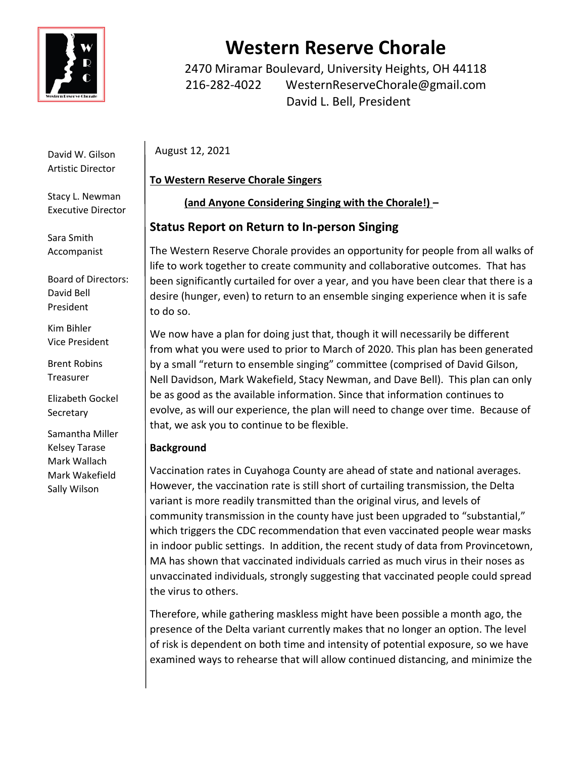# Western Reserve Chorale

2470 Miramar Boulevard, University Heights, OH 44118
216-282-4022 WesternReserveChorale@gmail.com
David L. Bell, President

David W. Gilson
Artistic Director

Stacy L. Newman
Executive Director

Sara Smith
Accompanist

Board of Directors:
David Bell
President

Kim Bihler
Vice President

Brent Robins
Treasurer

Elizabeth Gockel
Secretary

Samantha Miller
Kelsey Tarase
Mark Wallach
Mark Wakefield
Sally Wilson

August 12, 2021

**To Western Reserve Chorale Singers**

**(and Anyone Considering Singing with the Chorale!) –**

## Status Report on Return to In-person Singing

The Western Reserve Chorale provides an opportunity for people from all walks of life to work together to create community and collaborative outcomes. That has been significantly curtailed for over a year, and you have been clear that there is a desire (hunger, even) to return to an ensemble singing experience when it is safe to do so.

We now have a plan for doing just that, though it will necessarily be different from what you were used to prior to March of 2020. This plan has been generated by a small "return to ensemble singing" committee (comprised of David Gilson, Nell Davidson, Mark Wakefield, Stacy Newman, and Dave Bell). This plan can only be as good as the available information. Since that information continues to evolve, as will our experience, the plan will need to change over time. Because of that, we ask you to continue to be flexible.

**Background**

Vaccination rates in Cuyahoga County are ahead of state and national averages. However, the vaccination rate is still short of curtailing transmission, the Delta variant is more readily transmitted than the original virus, and levels of community transmission in the county have just been upgraded to "substantial," which triggers the CDC recommendation that even vaccinated people wear masks in indoor public settings. In addition, the recent study of data from Provincetown, MA has shown that vaccinated individuals carried as much virus in their noses as unvaccinated individuals, strongly suggesting that vaccinated people could spread the virus to others.

Therefore, while gathering maskless might have been possible a month ago, the presence of the Delta variant currently makes that no longer an option. The level of risk is dependent on both time and intensity of potential exposure, so we have examined ways to rehearse that will allow continued distancing, and minimize the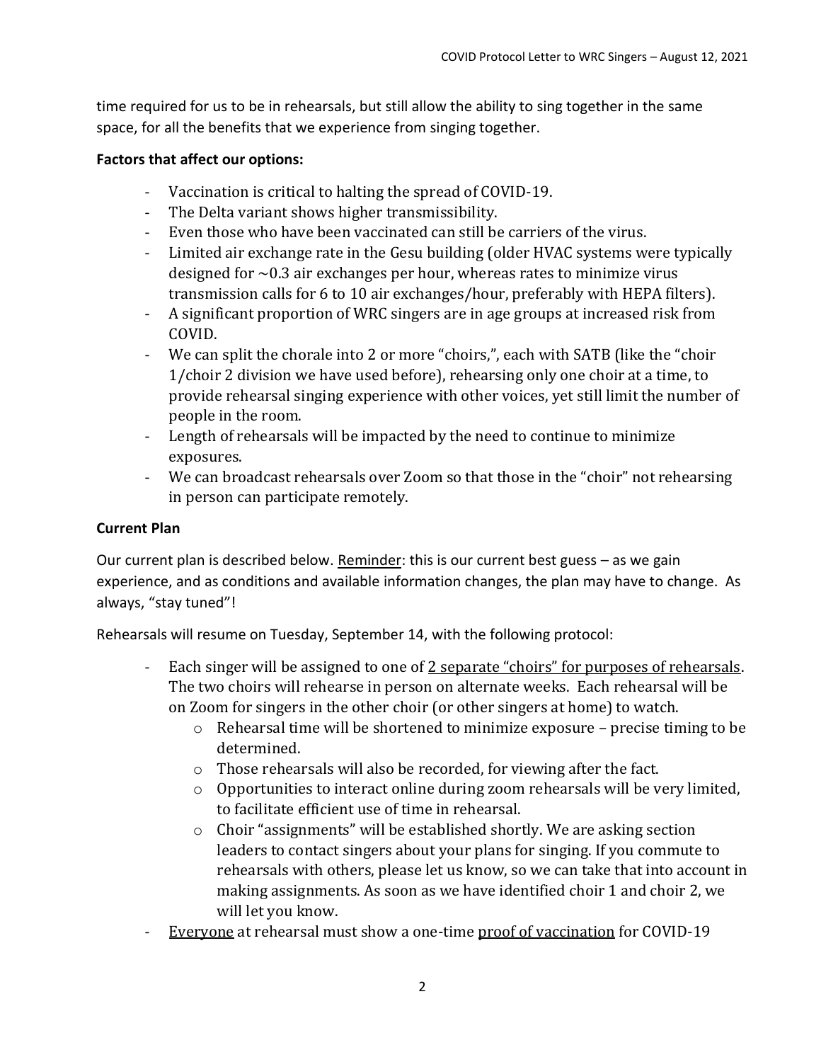time required for us to be in rehearsals, but still allow the ability to sing together in the same space, for all the benefits that we experience from singing together.

**Factors that affect our options:**

- Vaccination is critical to halting the spread of COVID-19.
- The Delta variant shows higher transmissibility.
- Even those who have been vaccinated can still be carriers of the virus.
- Limited air exchange rate in the Gesu building (older HVAC systems were typically designed for ~0.3 air exchanges per hour, whereas rates to minimize virus transmission calls for 6 to 10 air exchanges/hour, preferably with HEPA filters).
- A significant proportion of WRC singers are in age groups at increased risk from COVID.
- We can split the chorale into 2 or more "choirs,", each with SATB (like the "choir 1/choir 2 division we have used before), rehearsing only one choir at a time, to provide rehearsal singing experience with other voices, yet still limit the number of people in the room.
- Length of rehearsals will be impacted by the need to continue to minimize exposures.
- We can broadcast rehearsals over Zoom so that those in the "choir" not rehearsing in person can participate remotely.

**Current Plan**

Our current plan is described below. <u>Reminder</u>: this is our current best guess – as we gain experience, and as conditions and available information changes, the plan may have to change. As always, "stay tuned"!

Rehearsals will resume on Tuesday, September 14, with the following protocol:

- Each singer will be assigned to one of <u>2 separate "choirs" for purposes of rehearsals</u>. The two choirs will rehearse in person on alternate weeks. Each rehearsal will be on Zoom for singers in the other choir (or other singers at home) to watch.
  - Rehearsal time will be shortened to minimize exposure – precise timing to be determined.
  - Those rehearsals will also be recorded, for viewing after the fact.
  - Opportunities to interact online during zoom rehearsals will be very limited, to facilitate efficient use of time in rehearsal.
  - Choir "assignments" will be established shortly. We are asking section leaders to contact singers about your plans for singing. If you commute to rehearsals with others, please let us know, so we can take that into account in making assignments. As soon as we have identified choir 1 and choir 2, we will let you know.
- <u>Everyone</u> at rehearsal must show a one-time <u>proof of vaccination</u> for COVID-19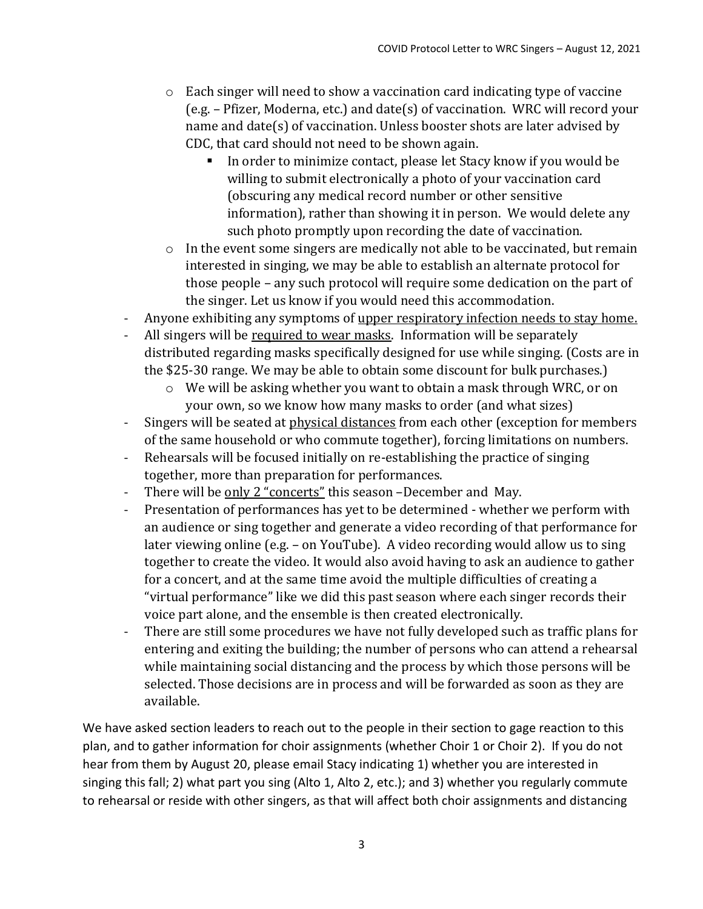- Each singer will need to show a vaccination card indicating type of vaccine (e.g. – Pfizer, Moderna, etc.) and date(s) of vaccination. WRC will record your name and date(s) of vaccination. Unless booster shots are later advised by CDC, that card should not need to be shown again.
  - In order to minimize contact, please let Stacy know if you would be willing to submit electronically a photo of your vaccination card (obscuring any medical record number or other sensitive information), rather than showing it in person. We would delete any such photo promptly upon recording the date of vaccination.
- In the event some singers are medically not able to be vaccinated, but remain interested in singing, we may be able to establish an alternate protocol for those people – any such protocol will require some dedication on the part of the singer. Let us know if you would need this accommodation.

- Anyone exhibiting any symptoms of <u>upper respiratory infection needs to stay home.</u>
- All singers will be <u>required to wear masks</u>. Information will be separately distributed regarding masks specifically designed for use while singing. (Costs are in the $25-30 range. We may be able to obtain some discount for bulk purchases.)
  - We will be asking whether you want to obtain a mask through WRC, or on your own, so we know how many masks to order (and what sizes)
- Singers will be seated at <u>physical distances</u> from each other (exception for members of the same household or who commute together), forcing limitations on numbers.
- Rehearsals will be focused initially on re-establishing the practice of singing together, more than preparation for performances.
- There will be <u>only 2 "concerts"</u> this season –December and May.
- Presentation of performances has yet to be determined - whether we perform with an audience or sing together and generate a video recording of that performance for later viewing online (e.g. – on YouTube). A video recording would allow us to sing together to create the video. It would also avoid having to ask an audience to gather for a concert, and at the same time avoid the multiple difficulties of creating a "virtual performance" like we did this past season where each singer records their voice part alone, and the ensemble is then created electronically.
- There are still some procedures we have not fully developed such as traffic plans for entering and exiting the building; the number of persons who can attend a rehearsal while maintaining social distancing and the process by which those persons will be selected. Those decisions are in process and will be forwarded as soon as they are available.

We have asked section leaders to reach out to the people in their section to gage reaction to this plan, and to gather information for choir assignments (whether Choir 1 or Choir 2). If you do not hear from them by August 20, please email Stacy indicating 1) whether you are interested in singing this fall; 2) what part you sing (Alto 1, Alto 2, etc.); and 3) whether you regularly commute to rehearsal or reside with other singers, as that will affect both choir assignments and distancing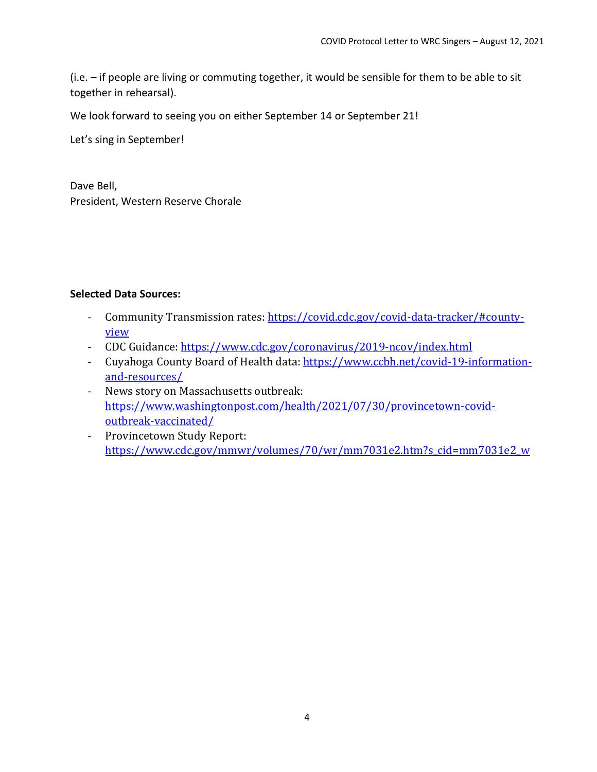(i.e. – if people are living or commuting together, it would be sensible for them to be able to sit together in rehearsal).

We look forward to seeing you on either September 14 or September 21!

Let's sing in September!

Dave Bell,
President, Western Reserve Chorale

**Selected Data Sources:**

- Community Transmission rates: [https://covid.cdc.gov/covid-data-tracker/#county-view](https://covid.cdc.gov/covid-data-tracker/#county-view)
- CDC Guidance: [https://www.cdc.gov/coronavirus/2019-ncov/index.html](https://www.cdc.gov/coronavirus/2019-ncov/index.html)
- Cuyahoga County Board of Health data: [https://www.ccbh.net/covid-19-information-and-resources/](https://www.ccbh.net/covid-19-information-and-resources/)
- News story on Massachusetts outbreak: [https://www.washingtonpost.com/health/2021/07/30/provincetown-covid-outbreak-vaccinated/](https://www.washingtonpost.com/health/2021/07/30/provincetown-covid-outbreak-vaccinated/)
- Provincetown Study Report: [https://www.cdc.gov/mmwr/volumes/70/wr/mm7031e2.htm?s_cid=mm7031e2_w](https://www.cdc.gov/mmwr/volumes/70/wr/mm7031e2.htm?s_cid=mm7031e2_w)